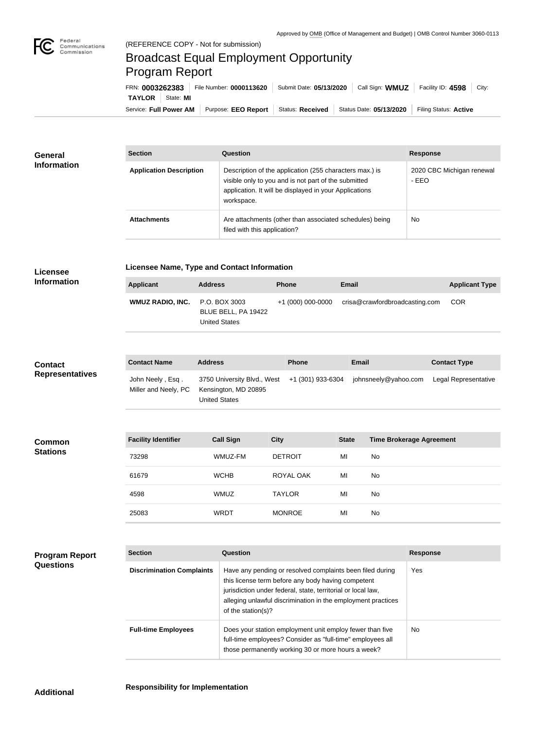Approved by OMB (Office of Management and Budget) | OMB Control Number 3060-0113

(REFERENCE COPY - Not for submission)

# Broadcast Equal Employment Opportunity Program Report

FRN: **0003262383** | File Number: **0000113620** | Submit Date: **05/13/2020** | Call Sign: **WMUZ** | Facility ID: **4598** | City: **TAYLOR** | State: **MI**

Service: **Full Power AM** | Purpose: **EEO Report** | Status: **Received** | Status Date: **05/13/2020** | Filing Status: **Active**

## General Information

| Section | Question | Response |
| --- | --- | --- |
| Application Description | Description of the application (255 characters max.) is visible only to you and is not part of the submitted application. It will be displayed in your Applications workspace. | 2020 CBC Michigan renewal - EEO |
| Attachments | Are attachments (other than associated schedules) being filed with this application? | No |

## Licensee Information

### Licensee Name, Type and Contact Information

| Applicant | Address | Phone | Email | Applicant Type |
| --- | --- | --- | --- | --- |
| WMUZ RADIO, INC. | P.O. BOX 3003<br>BLUE BELL, PA 19422<br>United States | +1 (000) 000-0000 | crisa@crawfordbroadcasting.com | COR |

## Contact Representatives

| Contact Name | Address | Phone | Email | Contact Type |
| --- | --- | --- | --- | --- |
| John Neely , Esq .<br>Miller and Neely, PC | 3750 University Blvd., West<br>Kensington, MD 20895<br>United States | +1 (301) 933-6304 | johnsneely@yahoo.com | Legal Representative |

## Common Stations

| Facility Identifier | Call Sign | City | State | Time Brokerage Agreement |
| --- | --- | --- | --- | --- |
| 73298 | WMUZ-FM | DETROIT | MI | No |
| 61679 | WCHB | ROYAL OAK | MI | No |
| 4598 | WMUZ | TAYLOR | MI | No |
| 25083 | WRDT | MONROE | MI | No |

## Program Report Questions

| Section | Question | Response |
| --- | --- | --- |
| Discrimination Complaints | Have any pending or resolved complaints been filed during this license term before any body having competent jurisdiction under federal, state, territorial or local law, alleging unlawful discrimination in the employment practices of the station(s)? | Yes |
| Full-time Employees | Does your station employment unit employ fewer than five full-time employees? Consider as "full-time" employees all those permanently working 30 or more hours a week? | No |

## Additional

### Responsibility for Implementation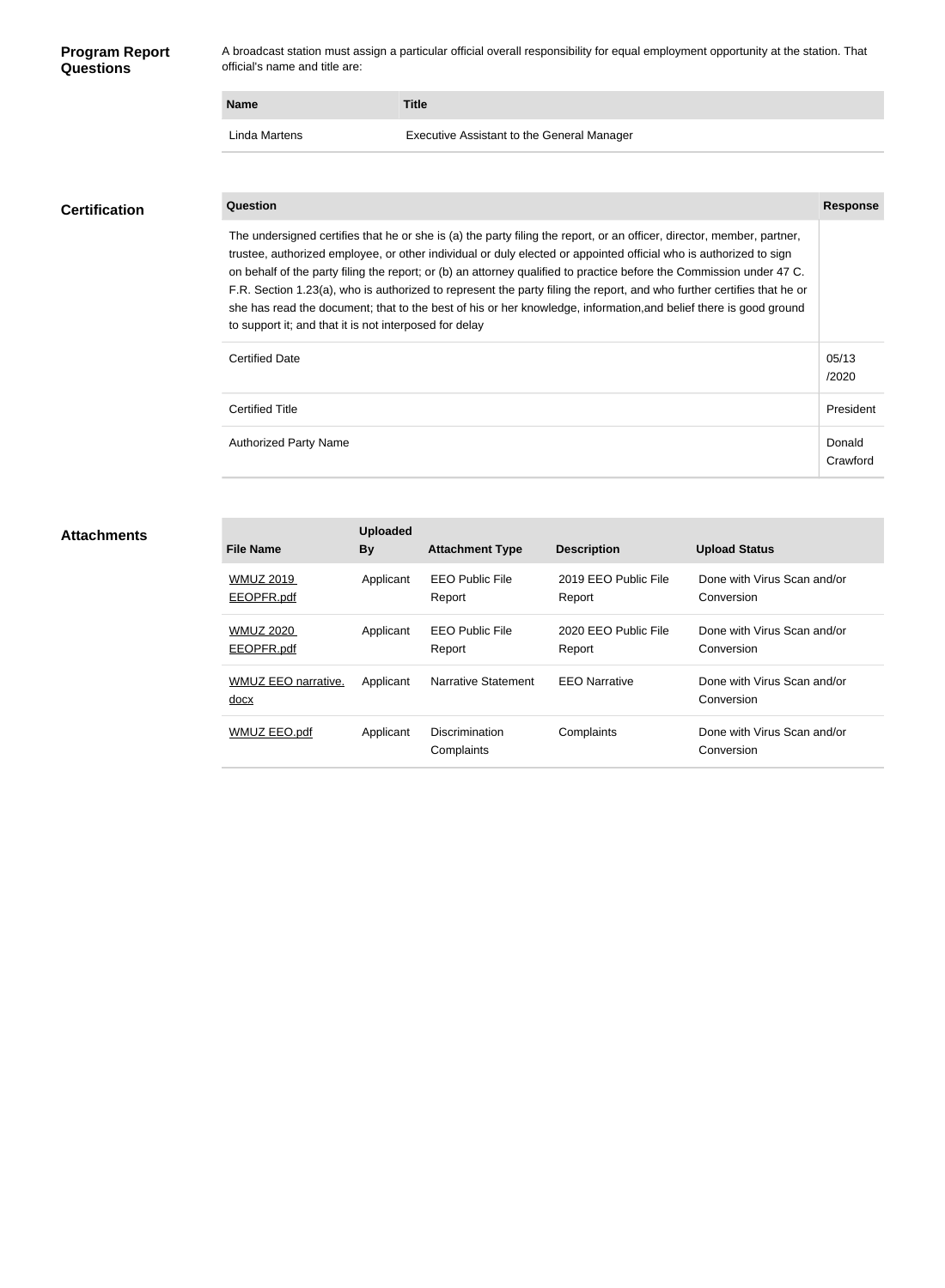## Program Report Questions

A broadcast station must assign a particular official overall responsibility for equal employment opportunity at the station. That official's name and title are:

| Name | Title |
| --- | --- |
| Linda Martens | Executive Assistant to the General Manager |

## Certification

| Question | Response |
| --- | --- |
| The undersigned certifies that he or she is (a) the party filing the report, or an officer, director, member, partner, trustee, authorized employee, or other individual or duly elected or appointed official who is authorized to sign on behalf of the party filing the report; or (b) an attorney qualified to practice before the Commission under 47 C. F.R. Section 1.23(a), who is authorized to represent the party filing the report, and who further certifies that he or she has read the document; that to the best of his or her knowledge, information,and belief there is good ground to support it; and that it is not interposed for delay | |
| Certified Date | 05/13/2020 |
| Certified Title | President |
| Authorized Party Name | Donald Crawford |

## Attachments

| File Name | Uploaded By | Attachment Type | Description | Upload Status |
| --- | --- | --- | --- | --- |
| WMUZ 2019 EEOPFR.pdf | Applicant | EEO Public File Report | 2019 EEO Public File Report | Done with Virus Scan and/or Conversion |
| WMUZ 2020 EEOPFR.pdf | Applicant | EEO Public File Report | 2020 EEO Public File Report | Done with Virus Scan and/or Conversion |
| WMUZ EEO narrative.docx | Applicant | Narrative Statement | EEO Narrative | Done with Virus Scan and/or Conversion |
| WMUZ EEO.pdf | Applicant | Discrimination Complaints | Complaints | Done with Virus Scan and/or Conversion |